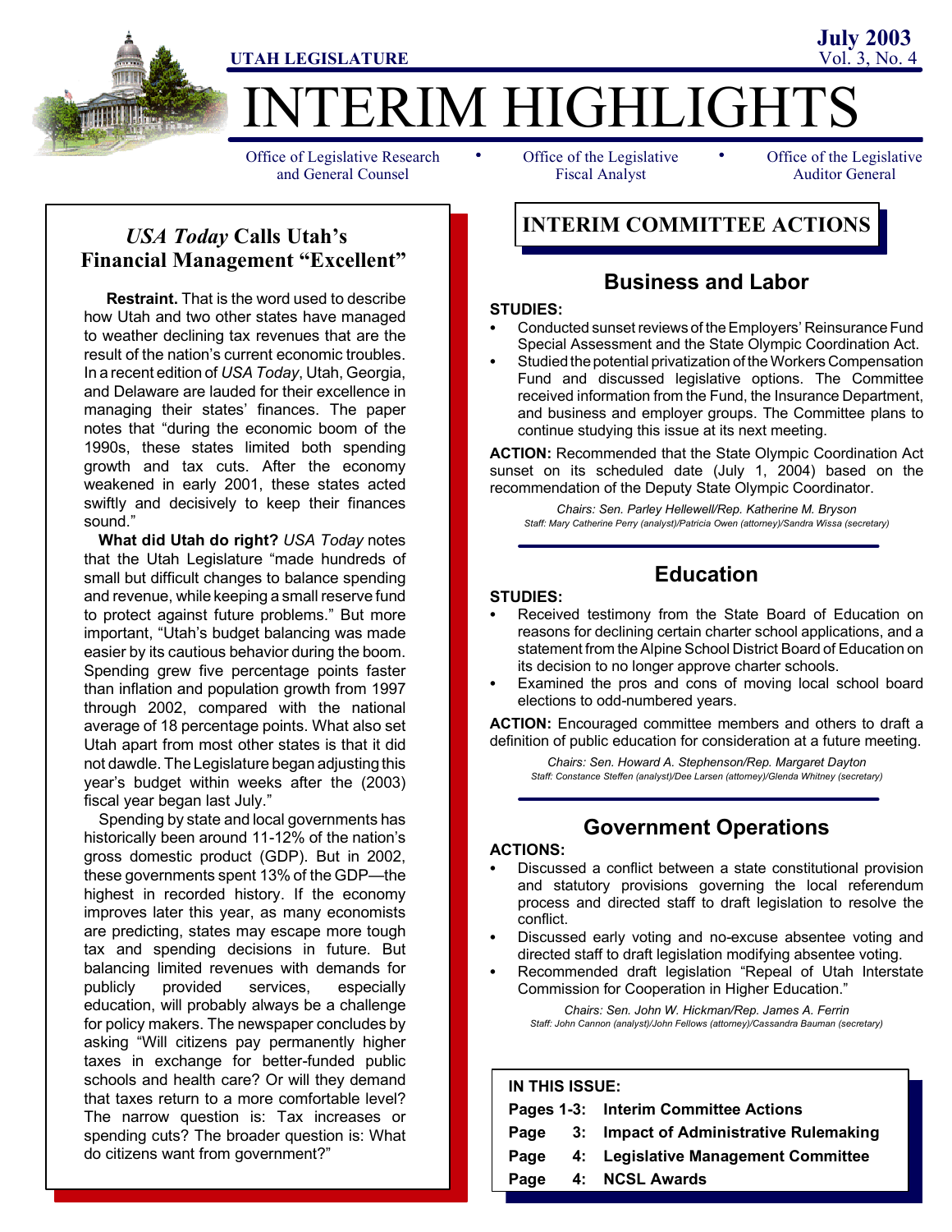UTAH LEGISLATURE

July 2003
Vol. 3, No. 4

# INTERIM HIGHLIGHTS

Office of Legislative Research and General Counsel • Office of the Legislative Fiscal Analyst • Office of the Legislative Auditor General

## *USA Today* Calls Utah's Financial Management "Excellent"

**Restraint.** That is the word used to describe how Utah and two other states have managed to weather declining tax revenues that are the result of the nation's current economic troubles. In a recent edition of *USA Today*, Utah, Georgia, and Delaware are lauded for their excellence in managing their states' finances. The paper notes that "during the economic boom of the 1990s, these states limited both spending growth and tax cuts. After the economy weakened in early 2001, these states acted swiftly and decisively to keep their finances sound."

**What did Utah do right?** *USA Today* notes that the Utah Legislature "made hundreds of small but difficult changes to balance spending and revenue, while keeping a small reserve fund to protect against future problems." But more important, "Utah's budget balancing was made easier by its cautious behavior during the boom. Spending grew five percentage points faster than inflation and population growth from 1997 through 2002, compared with the national average of 18 percentage points. What also set Utah apart from most other states is that it did not dawdle. The Legislature began adjusting this year's budget within weeks after the (2003) fiscal year began last July."

Spending by state and local governments has historically been around 11-12% of the nation's gross domestic product (GDP). But in 2002, these governments spent 13% of the GDP—the highest in recorded history. If the economy improves later this year, as many economists are predicting, states may escape more tough tax and spending decisions in future. But balancing limited revenues with demands for publicly provided services, especially education, will probably always be a challenge for policy makers. The newspaper concludes by asking "Will citizens pay permanently higher taxes in exchange for better-funded public schools and health care? Or will they demand that taxes return to a more comfortable level? The narrow question is: Tax increases or spending cuts? The broader question is: What do citizens want from government?"

## INTERIM COMMITTEE ACTIONS

### Business and Labor

**STUDIES:**

- Conducted sunset reviews of the Employers' Reinsurance Fund Special Assessment and the State Olympic Coordination Act.
- Studied the potential privatization of the Workers Compensation Fund and discussed legislative options. The Committee received information from the Fund, the Insurance Department, and business and employer groups. The Committee plans to continue studying this issue at its next meeting.

**ACTION:** Recommended that the State Olympic Coordination Act sunset on its scheduled date (July 1, 2004) based on the recommendation of the Deputy State Olympic Coordinator.

*Chairs: Sen. Parley Hellewell/Rep. Katherine M. Bryson*
*Staff: Mary Catherine Perry (analyst)/Patricia Owen (attorney)/Sandra Wissa (secretary)*

### Education

**STUDIES:**

- Received testimony from the State Board of Education on reasons for declining certain charter school applications, and a statement from the Alpine School District Board of Education on its decision to no longer approve charter schools.
- Examined the pros and cons of moving local school board elections to odd-numbered years.

**ACTION:** Encouraged committee members and others to draft a definition of public education for consideration at a future meeting.

*Chairs: Sen. Howard A. Stephenson/Rep. Margaret Dayton*
*Staff: Constance Steffen (analyst)/Dee Larsen (attorney)/Glenda Whitney (secretary)*

### Government Operations

**ACTIONS:**

- Discussed a conflict between a state constitutional provision and statutory provisions governing the local referendum process and directed staff to draft legislation to resolve the conflict.
- Discussed early voting and no-excuse absentee voting and directed staff to draft legislation modifying absentee voting.
- Recommended draft legislation "Repeal of Utah Interstate Commission for Cooperation in Higher Education."

*Chairs: Sen. John W. Hickman/Rep. James A. Ferrin*
*Staff: John Cannon (analyst)/John Fellows (attorney)/Cassandra Bauman (secretary)*

**IN THIS ISSUE:**

| | |
|---|---|
| Pages 1-3: | Interim Committee Actions |
| Page 3: | Impact of Administrative Rulemaking |
| Page 4: | Legislative Management Committee |
| Page 4: | NCSL Awards |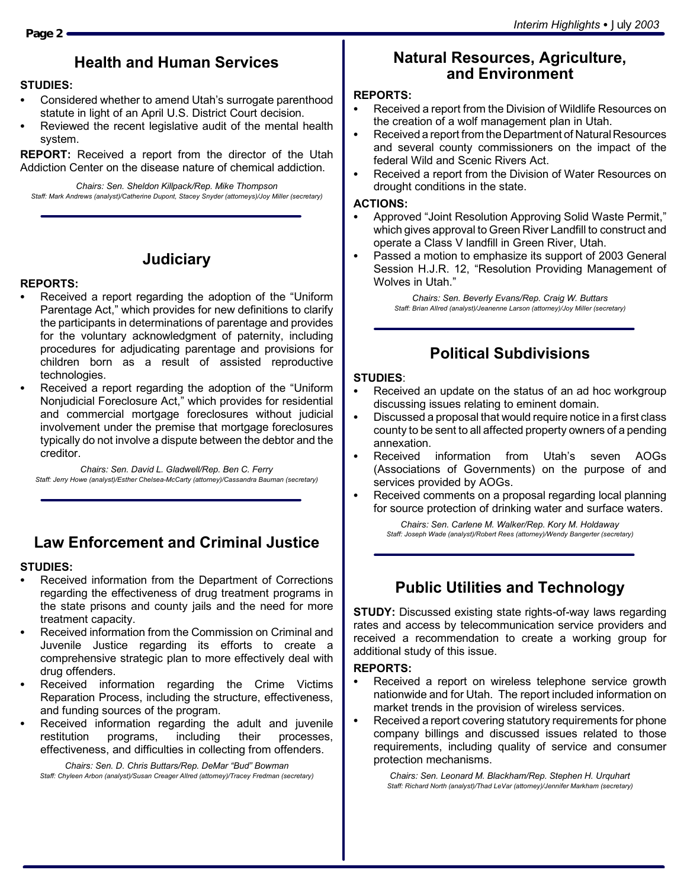## Health and Human Services

**STUDIES:**

- Considered whether to amend Utah's surrogate parenthood statute in light of an April U.S. District Court decision.
- Reviewed the recent legislative audit of the mental health system.

**REPORT:** Received a report from the director of the Utah Addiction Center on the disease nature of chemical addiction.

*Chairs: Sen. Sheldon Killpack/Rep. Mike Thompson*
*Staff: Mark Andrews (analyst)/Catherine Dupont, Stacey Snyder (attorneys)/Joy Miller (secretary)*

## Judiciary

**REPORTS:**

- Received a report regarding the adoption of the "Uniform Parentage Act," which provides for new definitions to clarify the participants in determinations of parentage and provides for the voluntary acknowledgment of paternity, including procedures for adjudicating parentage and provisions for children born as a result of assisted reproductive technologies.
- Received a report regarding the adoption of the "Uniform Nonjudicial Foreclosure Act," which provides for residential and commercial mortgage foreclosures without judicial involvement under the premise that mortgage foreclosures typically do not involve a dispute between the debtor and the creditor.

*Chairs: Sen. David L. Gladwell/Rep. Ben C. Ferry*
*Staff: Jerry Howe (analyst)/Esther Chelsea-McCarty (attorney)/Cassandra Bauman (secretary)*

## Law Enforcement and Criminal Justice

**STUDIES:**

- Received information from the Department of Corrections regarding the effectiveness of drug treatment programs in the state prisons and county jails and the need for more treatment capacity.
- Received information from the Commission on Criminal and Juvenile Justice regarding its efforts to create a comprehensive strategic plan to more effectively deal with drug offenders.
- Received information regarding the Crime Victims Reparation Process, including the structure, effectiveness, and funding sources of the program.
- Received information regarding the adult and juvenile restitution programs, including their processes, effectiveness, and difficulties in collecting from offenders.

*Chairs: Sen. D. Chris Buttars/Rep. DeMar "Bud" Bowman*
*Staff: Chyleen Arbon (analyst)/Susan Creager Allred (attorney)/Tracey Fredman (secretary)*

## Natural Resources, Agriculture, and Environment

**REPORTS:**

- Received a report from the Division of Wildlife Resources on the creation of a wolf management plan in Utah.
- Received a report from the Department of Natural Resources and several county commissioners on the impact of the federal Wild and Scenic Rivers Act.
- Received a report from the Division of Water Resources on drought conditions in the state.

**ACTIONS:**

- Approved "Joint Resolution Approving Solid Waste Permit," which gives approval to Green River Landfill to construct and operate a Class V landfill in Green River, Utah.
- Passed a motion to emphasize its support of 2003 General Session H.J.R. 12, "Resolution Providing Management of Wolves in Utah."

*Chairs: Sen. Beverly Evans/Rep. Craig W. Buttars*
*Staff: Brian Allred (analyst)/Jeanenne Larson (attorney)/Joy Miller (secretary)*

## Political Subdivisions

**STUDIES**:

- Received an update on the status of an ad hoc workgroup discussing issues relating to eminent domain.
- Discussed a proposal that would require notice in a first class county to be sent to all affected property owners of a pending annexation.
- Received information from Utah's seven AOGs (Associations of Governments) on the purpose of and services provided by AOGs.
- Received comments on a proposal regarding local planning for source protection of drinking water and surface waters.

*Chairs: Sen. Carlene M. Walker/Rep. Kory M. Holdaway*
*Staff: Joseph Wade (analyst)/Robert Rees (attorney)/Wendy Bangerter (secretary)*

## Public Utilities and Technology

**STUDY:** Discussed existing state rights-of-way laws regarding rates and access by telecommunication service providers and received a recommendation to create a working group for additional study of this issue.

**REPORTS:**

- Received a report on wireless telephone service growth nationwide and for Utah. The report included information on market trends in the provision of wireless services.
- Received a report covering statutory requirements for phone company billings and discussed issues related to those requirements, including quality of service and consumer protection mechanisms.

*Chairs: Sen. Leonard M. Blackham/Rep. Stephen H. Urquhart*
*Staff: Richard North (analyst)/Thad LeVar (attorney)/Jennifer Markham (secretary)*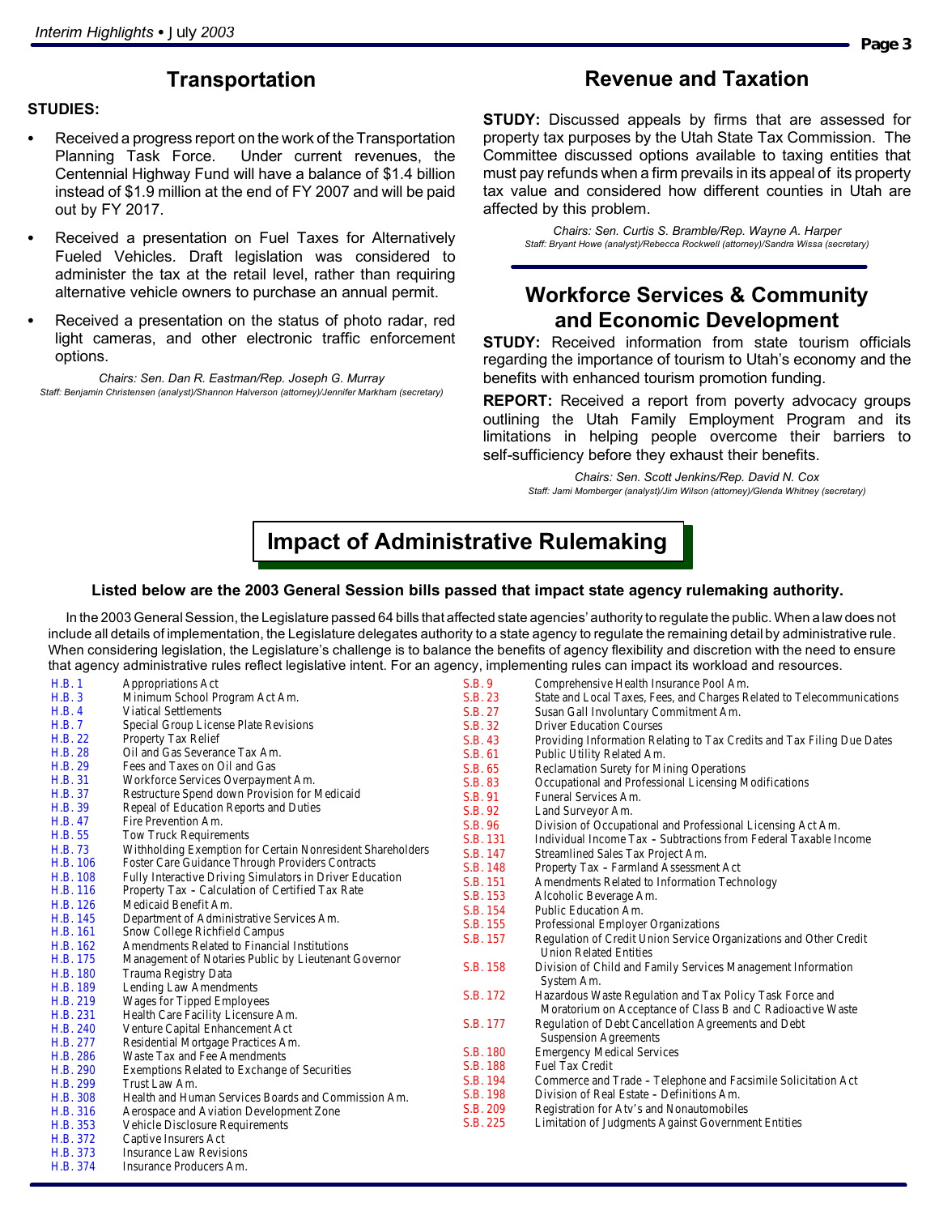## Transportation

**STUDIES:**

- Received a progress report on the work of the Transportation Planning Task Force. Under current revenues, the Centennial Highway Fund will have a balance of $1.4 billion instead of $1.9 million at the end of FY 2007 and will be paid out by FY 2017.
- Received a presentation on Fuel Taxes for Alternatively Fueled Vehicles. Draft legislation was considered to administer the tax at the retail level, rather than requiring alternative vehicle owners to purchase an annual permit.
- Received a presentation on the status of photo radar, red light cameras, and other electronic traffic enforcement options.

*Chairs: Sen. Dan R. Eastman/Rep. Joseph G. Murray*
*Staff: Benjamin Christensen (analyst)/Shannon Halverson (attorney)/Jennifer Markham (secretary)*

## Revenue and Taxation

**STUDY:** Discussed appeals by firms that are assessed for property tax purposes by the Utah State Tax Commission. The Committee discussed options available to taxing entities that must pay refunds when a firm prevails in its appeal of its property tax value and considered how different counties in Utah are affected by this problem.

*Chairs: Sen. Curtis S. Bramble/Rep. Wayne A. Harper*
*Staff: Bryant Howe (analyst)/Rebecca Rockwell (attorney)/Sandra Wissa (secretary)*

## Workforce Services & Community and Economic Development

**STUDY:** Received information from state tourism officials regarding the importance of tourism to Utah's economy and the benefits with enhanced tourism promotion funding.

**REPORT:** Received a report from poverty advocacy groups outlining the Utah Family Employment Program and its limitations in helping people overcome their barriers to self-sufficiency before they exhaust their benefits.

*Chairs: Sen. Scott Jenkins/Rep. David N. Cox*
*Staff: Jami Momberger (analyst)/Jim Wilson (attorney)/Glenda Whitney (secretary)*

## Impact of Administrative Rulemaking

**Listed below are the 2003 General Session bills passed that impact state agency rulemaking authority.**

In the 2003 General Session, the Legislature passed 64 bills that affected state agencies' authority to regulate the public. When a law does not include all details of implementation, the Legislature delegates authority to a state agency to regulate the remaining detail by administrative rule. When considering legislation, the Legislature's challenge is to balance the benefits of agency flexibility and discretion with the need to ensure that agency administrative rules reflect legislative intent. For an agency, implementing rules can impact its workload and resources.

| Bill | Title |
|---|---|
| H.B. 1 | Appropriations Act |
| H.B. 3 | Minimum School Program Act Am. |
| H.B. 4 | Viatical Settlements |
| H.B. 7 | Special Group License Plate Revisions |
| H.B. 22 | Property Tax Relief |
| H.B. 28 | Oil and Gas Severance Tax Am. |
| H.B. 29 | Fees and Taxes on Oil and Gas |
| H.B. 31 | Workforce Services Overpayment Am. |
| H.B. 37 | Restructure Spend down Provision for Medicaid |
| H.B. 39 | Repeal of Education Reports and Duties |
| H.B. 47 | Fire Prevention Am. |
| H.B. 55 | Tow Truck Requirements |
| H.B. 73 | Withholding Exemption for Certain Nonresident Shareholders |
| H.B. 106 | Foster Care Guidance Through Providers Contracts |
| H.B. 108 | Fully Interactive Driving Simulators in Driver Education |
| H.B. 116 | Property Tax – Calculation of Certified Tax Rate |
| H.B. 126 | Medicaid Benefit Am. |
| H.B. 145 | Department of Administrative Services Am. |
| H.B. 161 | Snow College Richfield Campus |
| H.B. 162 | Amendments Related to Financial Institutions |
| H.B. 175 | Management of Notaries Public by Lieutenant Governor |
| H.B. 180 | Trauma Registry Data |
| H.B. 189 | Lending Law Amendments |
| H.B. 219 | Wages for Tipped Employees |
| H.B. 231 | Health Care Facility Licensure Am. |
| H.B. 240 | Venture Capital Enhancement Act |
| H.B. 277 | Residential Mortgage Practices Am. |
| H.B. 286 | Waste Tax and Fee Amendments |
| H.B. 290 | Exemptions Related to Exchange of Securities |
| H.B. 299 | Trust Law Am. |
| H.B. 308 | Health and Human Services Boards and Commission Am. |
| H.B. 316 | Aerospace and Aviation Development Zone |
| H.B. 353 | Vehicle Disclosure Requirements |
| H.B. 372 | Captive Insurers Act |
| H.B. 373 | Insurance Law Revisions |
| H.B. 374 | Insurance Producers Am. |
| S.B. 9 | Comprehensive Health Insurance Pool Am. |
| S.B. 23 | State and Local Taxes, Fees, and Charges Related to Telecommunications |
| S.B. 27 | Susan Gall Involuntary Commitment Am. |
| S.B. 32 | Driver Education Courses |
| S.B. 43 | Providing Information Relating to Tax Credits and Tax Filing Due Dates |
| S.B. 61 | Public Utility Related Am. |
| S.B. 65 | Reclamation Surety for Mining Operations |
| S.B. 83 | Occupational and Professional Licensing Modifications |
| S.B. 91 | Funeral Services Am. |
| S.B. 92 | Land Surveyor Am. |
| S.B. 96 | Division of Occupational and Professional Licensing Act Am. |
| S.B. 131 | Individual Income Tax – Subtractions from Federal Taxable Income |
| S.B. 147 | Streamlined Sales Tax Project Am. |
| S.B. 148 | Property Tax – Farmland Assessment Act |
| S.B. 151 | Amendments Related to Information Technology |
| S.B. 153 | Alcoholic Beverage Am. |
| S.B. 154 | Public Education Am. |
| S.B. 155 | Professional Employer Organizations |
| S.B. 157 | Regulation of Credit Union Service Organizations and Other Credit Union Related Entities |
| S.B. 158 | Division of Child and Family Services Management Information System Am. |
| S.B. 172 | Hazardous Waste Regulation and Tax Policy Task Force and Moratorium on Acceptance of Class B and C Radioactive Waste |
| S.B. 177 | Regulation of Debt Cancellation Agreements and Debt Suspension Agreements |
| S.B. 180 | Emergency Medical Services |
| S.B. 188 | Fuel Tax Credit |
| S.B. 194 | Commerce and Trade – Telephone and Facsimile Solicitation Act |
| S.B. 198 | Division of Real Estate – Definitions Am. |
| S.B. 209 | Registration for Atv's and Nonautomobiles |
| S.B. 225 | Limitation of Judgments Against Government Entities |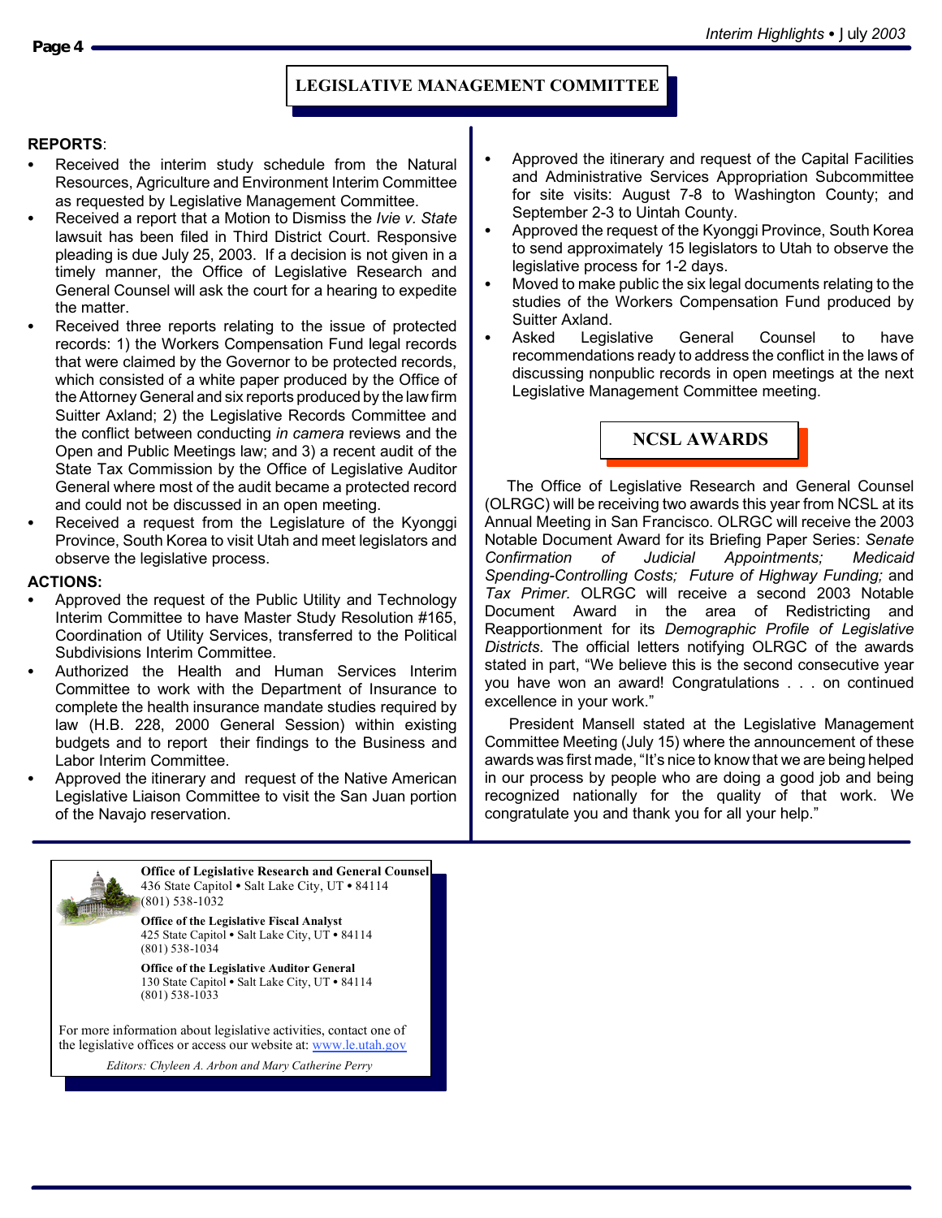## LEGISLATIVE MANAGEMENT COMMITTEE

**REPORTS**:

- Received the interim study schedule from the Natural Resources, Agriculture and Environment Interim Committee as requested by Legislative Management Committee.
- Received a report that a Motion to Dismiss the *Ivie v. State* lawsuit has been filed in Third District Court. Responsive pleading is due July 25, 2003. If a decision is not given in a timely manner, the Office of Legislative Research and General Counsel will ask the court for a hearing to expedite the matter.
- Received three reports relating to the issue of protected records: 1) the Workers Compensation Fund legal records that were claimed by the Governor to be protected records, which consisted of a white paper produced by the Office of the Attorney General and six reports produced by the law firm Suitter Axland; 2) the Legislative Records Committee and the conflict between conducting *in camera* reviews and the Open and Public Meetings law; and 3) a recent audit of the State Tax Commission by the Office of Legislative Auditor General where most of the audit became a protected record and could not be discussed in an open meeting.
- Received a request from the Legislature of the Kyonggi Province, South Korea to visit Utah and meet legislators and observe the legislative process.

**ACTIONS:**

- Approved the request of the Public Utility and Technology Interim Committee to have Master Study Resolution #165, Coordination of Utility Services, transferred to the Political Subdivisions Interim Committee.
- Authorized the Health and Human Services Interim Committee to work with the Department of Insurance to complete the health insurance mandate studies required by law (H.B. 228, 2000 General Session) within existing budgets and to report their findings to the Business and Labor Interim Committee.
- Approved the itinerary and request of the Native American Legislative Liaison Committee to visit the San Juan portion of the Navajo reservation.
- Approved the itinerary and request of the Capital Facilities and Administrative Services Appropriation Subcommittee for site visits: August 7-8 to Washington County; and September 2-3 to Uintah County.
- Approved the request of the Kyonggi Province, South Korea to send approximately 15 legislators to Utah to observe the legislative process for 1-2 days.
- Moved to make public the six legal documents relating to the studies of the Workers Compensation Fund produced by Suitter Axland.
- Asked Legislative General Counsel to have recommendations ready to address the conflict in the laws of discussing nonpublic records in open meetings at the next Legislative Management Committee meeting.

## NCSL AWARDS

The Office of Legislative Research and General Counsel (OLRGC) will be receiving two awards this year from NCSL at its Annual Meeting in San Francisco. OLRGC will receive the 2003 Notable Document Award for its Briefing Paper Series: *Senate Confirmation of Judicial Appointments; Medicaid Spending-Controlling Costs; Future of Highway Funding;* and *Tax Primer*. OLRGC will receive a second 2003 Notable Document Award in the area of Redistricting and Reapportionment for its *Demographic Profile of Legislative Districts*. The official letters notifying OLRGC of the awards stated in part, "We believe this is the second consecutive year you have won an award! Congratulations . . . on continued excellence in your work."

President Mansell stated at the Legislative Management Committee Meeting (July 15) where the announcement of these awards was first made, "It's nice to know that we are being helped in our process by people who are doing a good job and being recognized nationally for the quality of that work. We congratulate you and thank you for all your help."

---

**Office of Legislative Research and General Counsel**
436 State Capitol • Salt Lake City, UT • 84114
(801) 538-1032

**Office of the Legislative Fiscal Analyst**
425 State Capitol • Salt Lake City, UT • 84114
(801) 538-1034

**Office of the Legislative Auditor General**
130 State Capitol • Salt Lake City, UT • 84114
(801) 538-1033

For more information about legislative activities, contact one of the legislative offices or access our website at: www.le.utah.gov

*Editors: Chyleen A. Arbon and Mary Catherine Perry*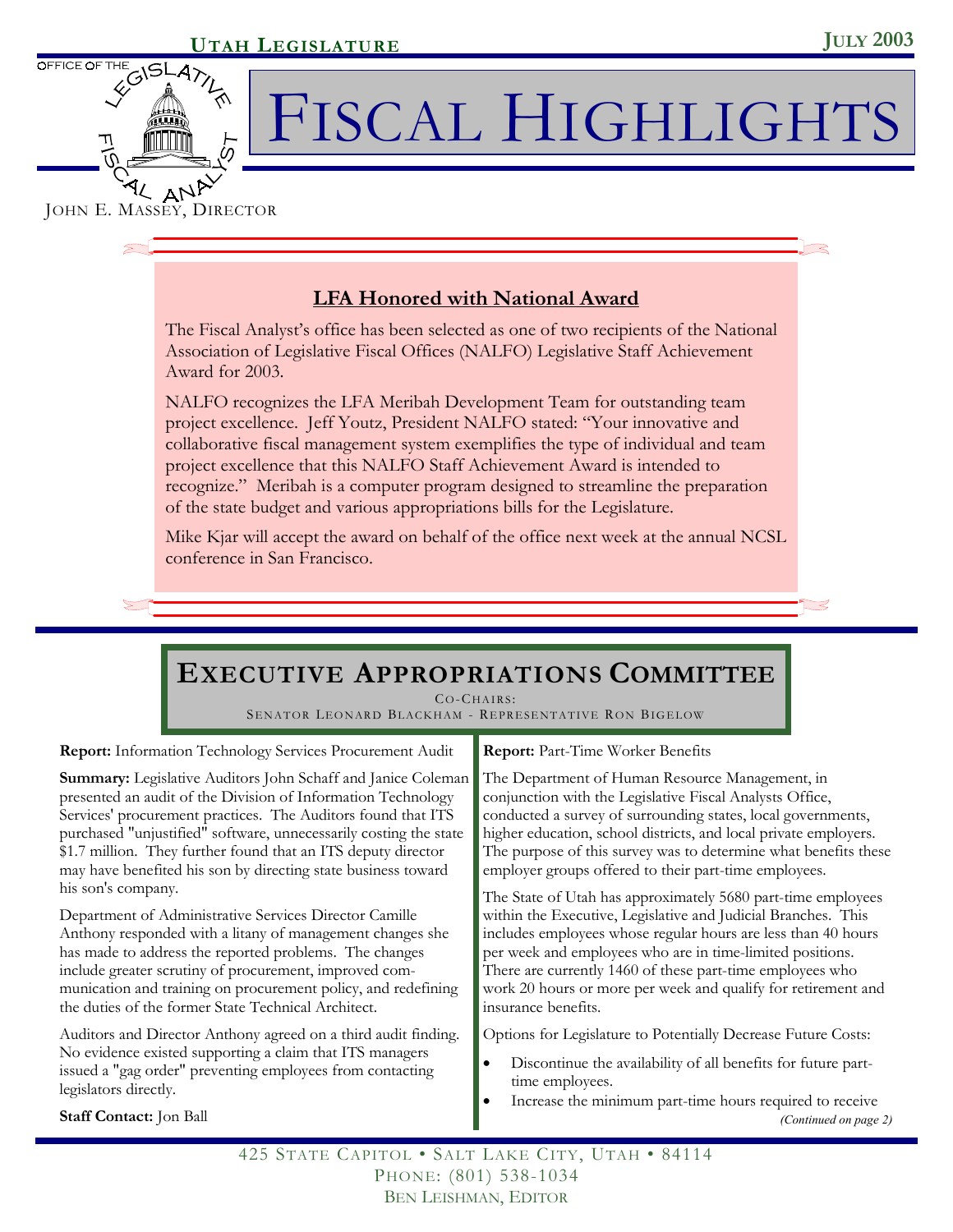UTAH LEGISLATURE

JULY 2003

OFFICE OF THE LEGISLATIVE FISCAL ANALYST

# FISCAL HIGHLIGHTS

JOHN E. MASSEY, DIRECTOR

## LFA Honored with National Award

The Fiscal Analyst's office has been selected as one of two recipients of the National Association of Legislative Fiscal Offices (NALFO) Legislative Staff Achievement Award for 2003.

NALFO recognizes the LFA Meribah Development Team for outstanding team project excellence. Jeff Youtz, President NALFO stated: "Your innovative and collaborative fiscal management system exemplifies the type of individual and team project excellence that this NALFO Staff Achievement Award is intended to recognize." Meribah is a computer program designed to streamline the preparation of the state budget and various appropriations bills for the Legislature.

Mike Kjar will accept the award on behalf of the office next week at the annual NCSL conference in San Francisco.

## EXECUTIVE APPROPRIATIONS COMMITTEE

CO-CHAIRS:
SENATOR LEONARD BLACKHAM - REPRESENTATIVE RON BIGELOW

**Report:** Information Technology Services Procurement Audit

**Summary:** Legislative Auditors John Schaff and Janice Coleman presented an audit of the Division of Information Technology Services' procurement practices. The Auditors found that ITS purchased "unjustified" software, unnecessarily costing the state $1.7 million. They further found that an ITS deputy director may have benefited his son by directing state business toward his son's company.

Department of Administrative Services Director Camille Anthony responded with a litany of management changes she has made to address the reported problems. The changes include greater scrutiny of procurement, improved communication and training on procurement policy, and redefining the duties of the former State Technical Architect.

Auditors and Director Anthony agreed on a third audit finding. No evidence existed supporting a claim that ITS managers issued a "gag order" preventing employees from contacting legislators directly.

**Staff Contact:** Jon Ball

**Report:** Part-Time Worker Benefits

The Department of Human Resource Management, in conjunction with the Legislative Fiscal Analysts Office, conducted a survey of surrounding states, local governments, higher education, school districts, and local private employers. The purpose of this survey was to determine what benefits these employer groups offered to their part-time employees.

The State of Utah has approximately 5680 part-time employees within the Executive, Legislative and Judicial Branches. This includes employees whose regular hours are less than 40 hours per week and employees who are in time-limited positions. There are currently 1460 of these part-time employees who work 20 hours or more per week and qualify for retirement and insurance benefits.

Options for Legislature to Potentially Decrease Future Costs:

- Discontinue the availability of all benefits for future part-time employees.
- Increase the minimum part-time hours required to receive

*(Continued on page 2)*

425 STATE CAPITOL • SALT LAKE CITY, UTAH • 84114
PHONE: (801) 538-1034
BEN LEISHMAN, EDITOR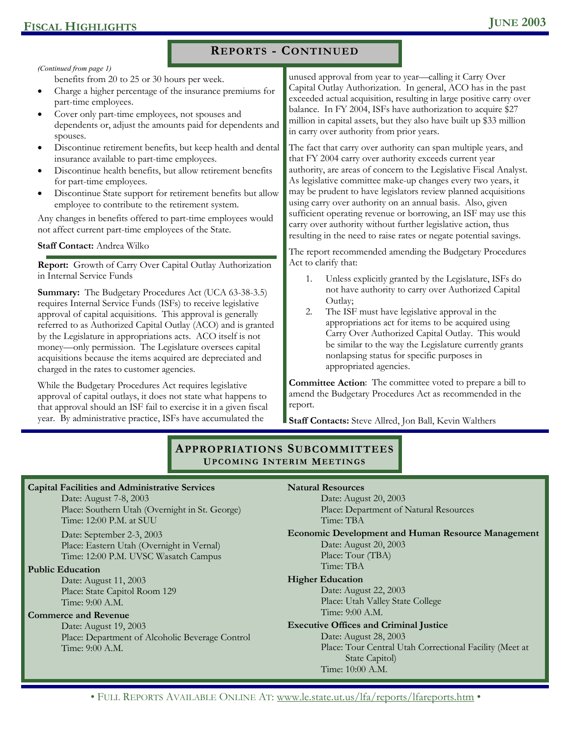## Reports - Continued

*(Continued from page 1)*

benefits from 20 to 25 or 30 hours per week.

- Charge a higher percentage of the insurance premiums for part-time employees.
- Cover only part-time employees, not spouses and dependents or, adjust the amounts paid for dependents and spouses.
- Discontinue retirement benefits, but keep health and dental insurance available to part-time employees.
- Discontinue health benefits, but allow retirement benefits for part-time employees.
- Discontinue State support for retirement benefits but allow employee to contribute to the retirement system.

Any changes in benefits offered to part-time employees would not affect current part-time employees of the State.

**Staff Contact:** Andrea Wilko

**Report:** Growth of Carry Over Capital Outlay Authorization in Internal Service Funds

**Summary:** The Budgetary Procedures Act (UCA 63-38-3.5) requires Internal Service Funds (ISFs) to receive legislative approval of capital acquisitions. This approval is generally referred to as Authorized Capital Outlay (ACO) and is granted by the Legislature in appropriations acts. ACO itself is not money—only permission. The Legislature oversees capital acquisitions because the items acquired are depreciated and charged in the rates to customer agencies.

While the Budgetary Procedures Act requires legislative approval of capital outlays, it does not state what happens to that approval should an ISF fail to exercise it in a given fiscal year. By administrative practice, ISFs have accumulated the unused approval from year to year—calling it Carry Over Capital Outlay Authorization. In general, ACO has in the past exceeded actual acquisition, resulting in large positive carry over balance. In FY 2004, ISFs have authorization to acquire $27 million in capital assets, but they also have built up $33 million in carry over authority from prior years.

The fact that carry over authority can span multiple years, and that FY 2004 carry over authority exceeds current year authority, are areas of concern to the Legislative Fiscal Analyst. As legislative committee make-up changes every two years, it may be prudent to have legislators review planned acquisitions using carry over authority on an annual basis. Also, given sufficient operating revenue or borrowing, an ISF may use this carry over authority without further legislative action, thus resulting in the need to raise rates or negate potential savings.

The report recommended amending the Budgetary Procedures Act to clarify that:

1. Unless explicitly granted by the Legislature, ISFs do not have authority to carry over Authorized Capital Outlay;
2. The ISF must have legislative approval in the appropriations act for items to be acquired using Carry Over Authorized Capital Outlay. This would be similar to the way the Legislature currently grants nonlapsing status for specific purposes in appropriated agencies.

**Committee Action**: The committee voted to prepare a bill to amend the Budgetary Procedures Act as recommended in the report.

**Staff Contacts:** Steve Allred, Jon Ball, Kevin Walthers

## Appropriations Subcommittees

### Upcoming Interim Meetings

**Capital Facilities and Administrative Services**

Date: August 7-8, 2003
Place: Southern Utah (Overnight in St. George)
Time: 12:00 P.M. at SUU

Date: September 2-3, 2003
Place: Eastern Utah (Overnight in Vernal)
Time: 12:00 P.M. UVSC Wasatch Campus

**Public Education**

Date: August 11, 2003
Place: State Capitol Room 129
Time: 9:00 A.M.

**Commerce and Revenue**

Date: August 19, 2003
Place: Department of Alcoholic Beverage Control
Time: 9:00 A.M.

**Natural Resources**

Date: August 20, 2003
Place: Department of Natural Resources
Time: TBA

**Economic Development and Human Resource Management**

Date: August 20, 2003
Place: Tour (TBA)
Time: TBA

**Higher Education**

Date: August 22, 2003
Place: Utah Valley State College
Time: 9:00 A.M.

**Executive Offices and Criminal Justice**

Date: August 28, 2003
Place: Tour Central Utah Correctional Facility (Meet at State Capitol)
Time: 10:00 A.M.

• Full Reports Available Online At: www.le.state.ut.us/lfa/reports/lfareports.htm •